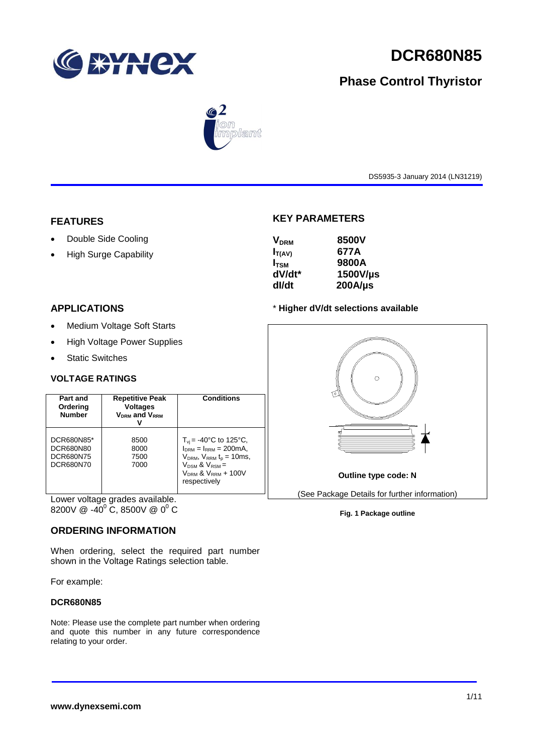# DCR680N85

## Phase Control Thyristor

DS5935-3 January 2014 (LN31219)

## FEATURES

- Double Side Cooling
- High Surge Capability

## APPLICATIONS

- Medium Voltage Soft Starts
- High Voltage Power Supplies
- Static Switches

## KEY PARAMETERS

| | |
|---|---|
| $V_{DRM}$ | **8500V** |
| $I_{T(AV)}$ | **677A** |
| $I_{TSM}$ | **9800A** |
| **dV/dt*** | **1500V/µs** |
| **dI/dt** | **200A/µs** |

\* **Higher dV/dt selections available**

### VOLTAGE RATINGS

| Part and Ordering Number | Repetitive Peak Voltages $V_{DRM}$ and $V_{RRM}$ V | Conditions |
|---|---|---|
| DCR680N85*<br>DCR680N80<br>DCR680N75<br>DCR680N70 | 8500<br>8000<br>7500<br>7000 | $T_{vj}$ = -40°C to 125°C, $I_{DRM}$ = $I_{RRM}$ = 200mA, $V_{DRM}$, $V_{RRM}$ $t_p$ = 10ms, $V_{DSM}$ & $V_{RSM}$ = $V_{DRM}$ & $V_{RRM}$ + 100V respectively |

Lower voltage grades available.
8200V @ -40$^0$ C, 8500V @ 0$^0$ C

**Outline type code: N**

(See Package Details for further information)

**Fig. 1 Package outline**

## ORDERING INFORMATION

When ordering, select the required part number shown in the Voltage Ratings selection table.

For example:

**DCR680N85**

Note: Please use the complete part number when ordering and quote this number in any future correspondence relating to your order.

**www.dynexsemi.com**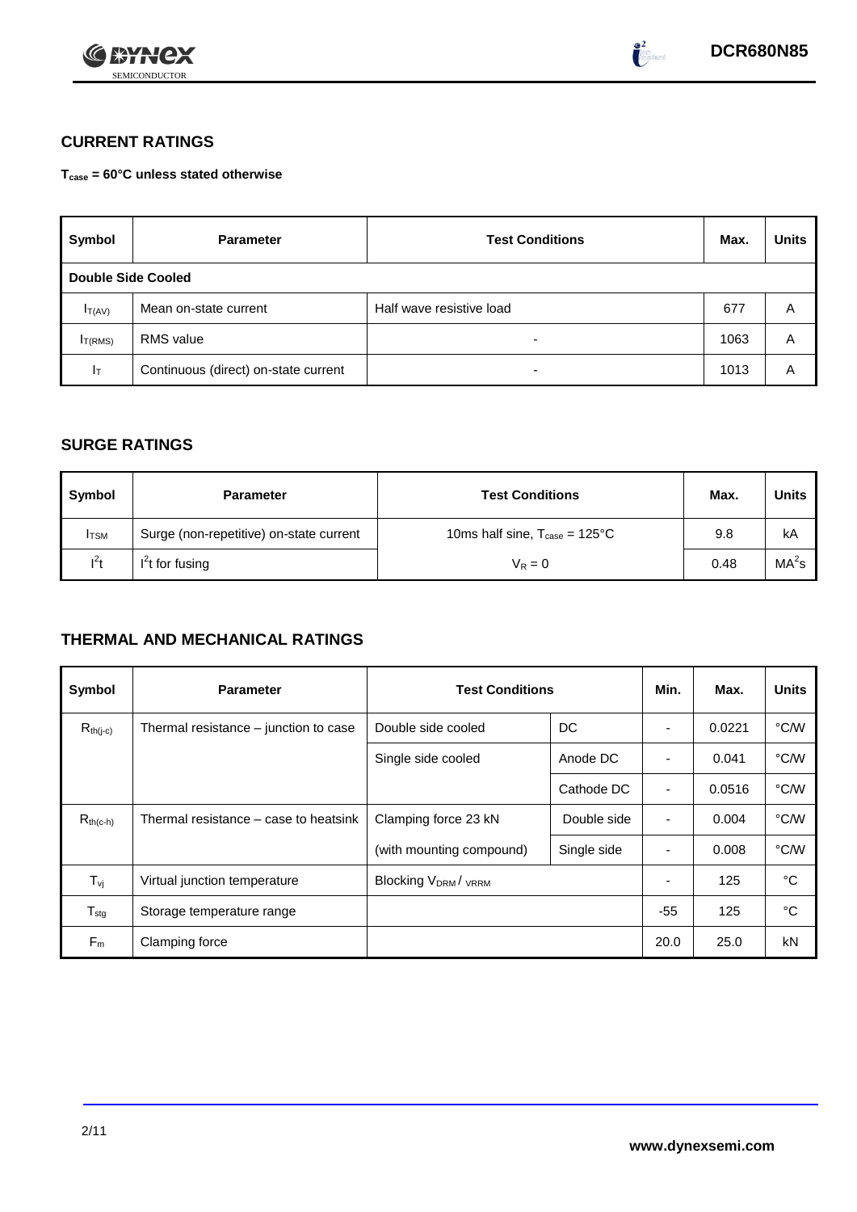## CURRENT RATINGS

**$T_{case}$ = 60°C unless stated otherwise**

| Symbol | Parameter | Test Conditions | Max. | Units |
|---|---|---|---|---|
| **Double Side Cooled** | | | | |
| $I_{T(AV)}$ | Mean on-state current | Half wave resistive load | 677 | A |
| $I_{T(RMS)}$ | RMS value | - | 1063 | A |
| $I_T$ | Continuous (direct) on-state current | - | 1013 | A |

## SURGE RATINGS

| Symbol | Parameter | Test Conditions | Max. | Units |
|---|---|---|---|---|
| $I_{TSM}$ | Surge (non-repetitive) on-state current | 10ms half sine, $T_{case}$ = 125°C | 9.8 | kA |
| $I^2t$ | $I^2t$ for fusing | $V_R = 0$ | 0.48 | $MA^2s$ |

## THERMAL AND MECHANICAL RATINGS

| Symbol | Parameter | Test Conditions | | Min. | Max. | Units |
|---|---|---|---|---|---|---|
| $R_{th(j-c)}$ | Thermal resistance – junction to case | Double side cooled | DC | - | 0.0221 | °C/W |
| | | Single side cooled | Anode DC | - | 0.041 | °C/W |
| | | | Cathode DC | - | 0.0516 | °C/W |
| $R_{th(c-h)}$ | Thermal resistance – case to heatsink | Clamping force 23 kN | Double side | - | 0.004 | °C/W |
| | | (with mounting compound) | Single side | - | 0.008 | °C/W |
| $T_{vj}$ | Virtual junction temperature | Blocking $V_{DRM}$ / $V_{RRM}$ | | - | 125 | °C |
| $T_{stg}$ | Storage temperature range | | | -55 | 125 | °C |
| $F_m$ | Clamping force | | | 20.0 | 25.0 | kN |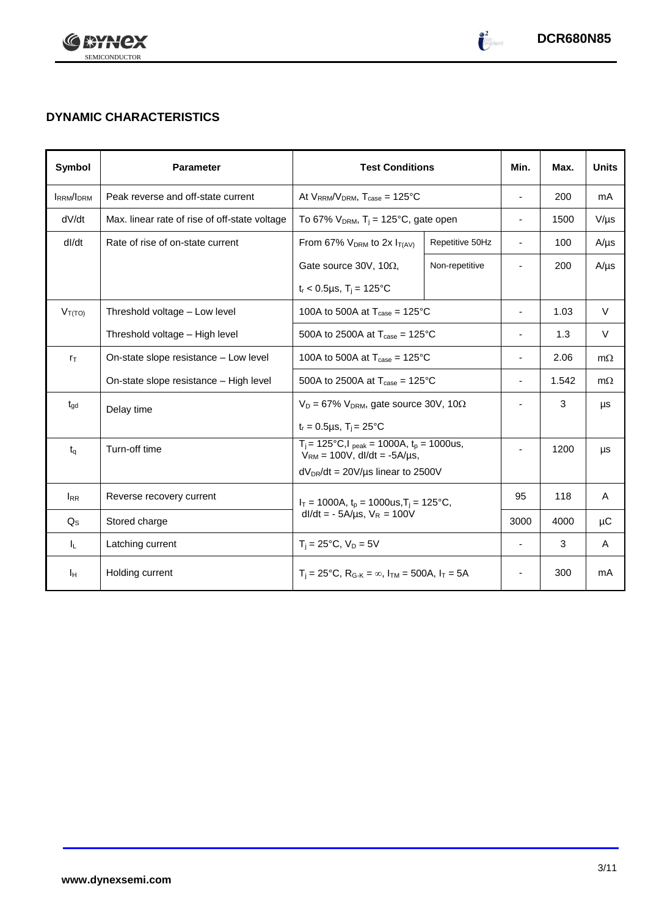## DYNAMIC CHARACTERISTICS

| Symbol | Parameter | Test Conditions | | Min. | Max. | Units |
|---|---|---|---|---|---|---|
| $I_{RRM}/I_{DRM}$ | Peak reverse and off-state current | At $V_{RRM}/V_{DRM}$, $T_{case}$ = 125°C | | - | 200 | mA |
| dV/dt | Max. linear rate of rise of off-state voltage | To 67% $V_{DRM}$, $T_j$ = 125°C, gate open | | - | 1500 | V/µs |
| dI/dt | Rate of rise of on-state current | From 67% $V_{DRM}$ to 2x $I_{T(AV)}$ | Repetitive 50Hz | - | 100 | A/µs |
| | | Gate source 30V, 10Ω, | Non-repetitive | - | 200 | A/µs |
| | | $t_r$ < 0.5µs, $T_j$ = 125°C | | | | |
| $V_{T(TO)}$ | Threshold voltage – Low level | 100A to 500A at $T_{case}$ = 125°C | | - | 1.03 | V |
| | Threshold voltage – High level | 500A to 2500A at $T_{case}$ = 125°C | | - | 1.3 | V |
| $r_T$ | On-state slope resistance – Low level | 100A to 500A at $T_{case}$ = 125°C | | - | 2.06 | mΩ |
| | On-state slope resistance – High level | 500A to 2500A at $T_{case}$ = 125°C | | - | 1.542 | mΩ |
| $t_{gd}$ | Delay time | $V_D$ = 67% $V_{DRM}$, gate source 30V, 10Ω | | - | 3 | µs |
| | | $t_r$ = 0.5µs, $T_j$ = 25°C | | | | |
| $t_q$ | Turn-off time | $T_j$ = 125°C, $I_{peak}$ = 1000A, $t_p$ = 1000us, $V_{RM}$ = 100V, dI/dt = -5A/µs, | | - | 1200 | µs |
| | | $dV_{DR}/dt$ = 20V/µs linear to 2500V | | | | |
| $I_{RR}$ | Reverse recovery current | $I_T$ = 1000A, $t_p$ = 1000us, $T_j$ = 125°C, dI/dt = - 5A/µs, $V_R$ = 100V | | 95 | 118 | A |
| $Q_S$ | Stored charge | | | 3000 | 4000 | µC |
| $I_L$ | Latching current | $T_j$ = 25°C, $V_D$ = 5V | | - | 3 | A |
| $I_H$ | Holding current | $T_j$ = 25°C, $R_{G-K}$ = ∞, $I_{TM}$ = 500A, $I_T$ = 5A | | - | 300 | mA |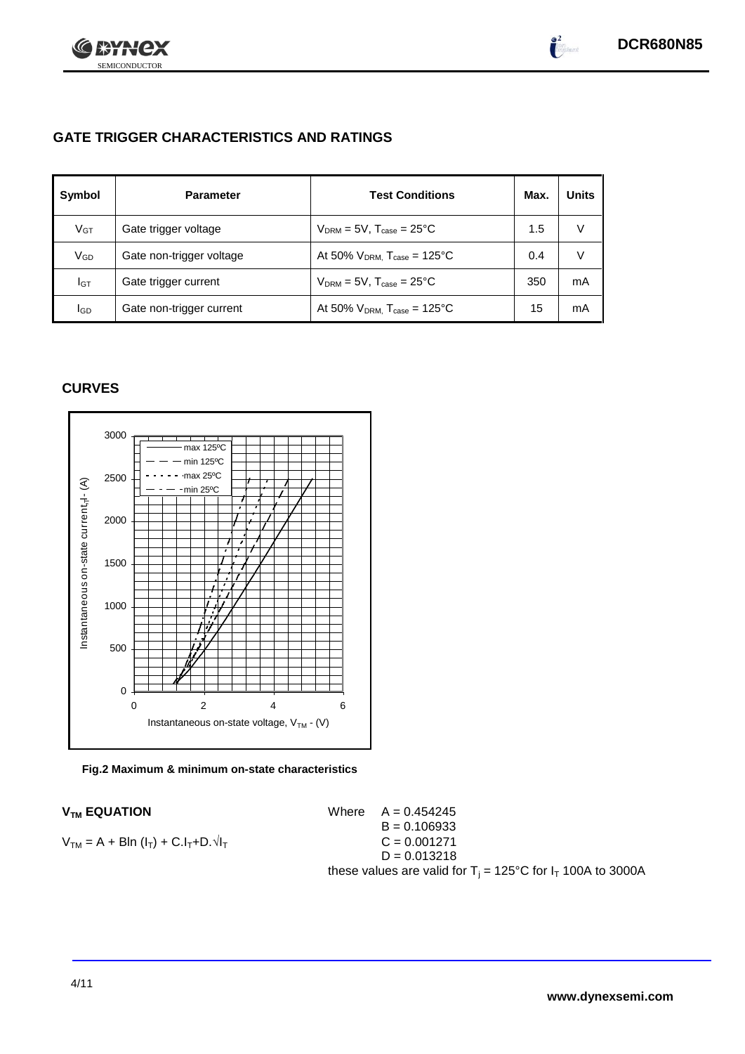## GATE TRIGGER CHARACTERISTICS AND RATINGS

| Symbol | Parameter | Test Conditions | Max. | Units |
|---|---|---|---|---|
| $V_{GT}$ | Gate trigger voltage | $V_{DRM} = 5V$, $T_{case} = 25°C$ | 1.5 | V |
| $V_{GD}$ | Gate non-trigger voltage | At 50% $V_{DRM}$, $T_{case} = 125°C$ | 0.4 | V |
| $I_{GT}$ | Gate trigger current | $V_{DRM} = 5V$, $T_{case} = 25°C$ | 350 | mA |
| $I_{GD}$ | Gate non-trigger current | At 50% $V_{DRM}$, $T_{case} = 125°C$ | 15 | mA |

## CURVES

**Fig.2 Maximum & minimum on-state characteristics**

### $V_{TM}$ EQUATION

$$V_{TM} = A + B\ln(I_T) + C.I_T + D.\sqrt{I_T}$$

Where A = 0.454245
B = 0.106933
C = 0.001271
D = 0.013218

these values are valid for $T_j = 125°C$ for $I_T$ 100A to 3000A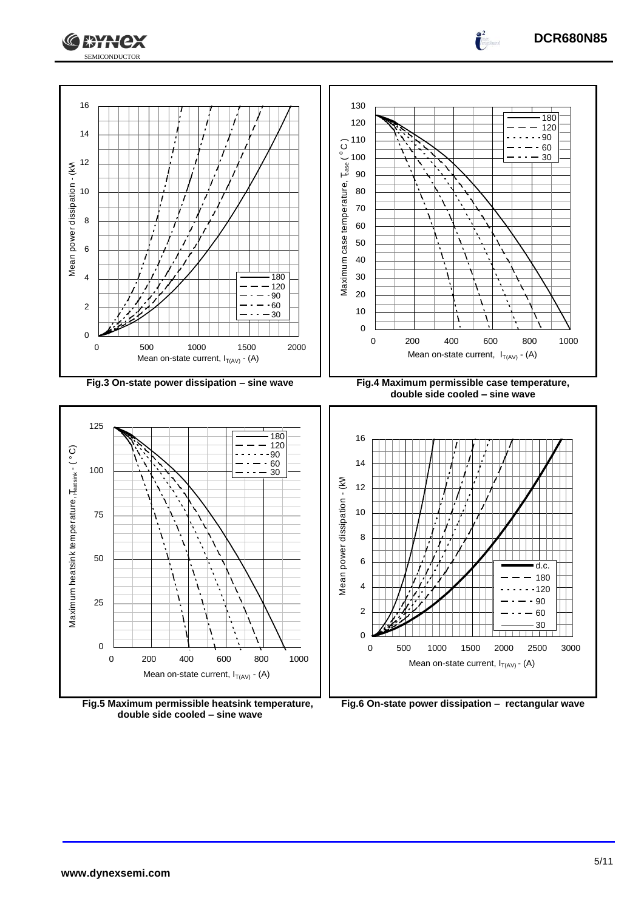Fig.3 On-state power dissipation – sine wave

Fig.4 Maximum permissible case temperature, double side cooled – sine wave

Fig.5 Maximum permissible heatsink temperature, double side cooled – sine wave

Fig.6 On-state power dissipation – rectangular wave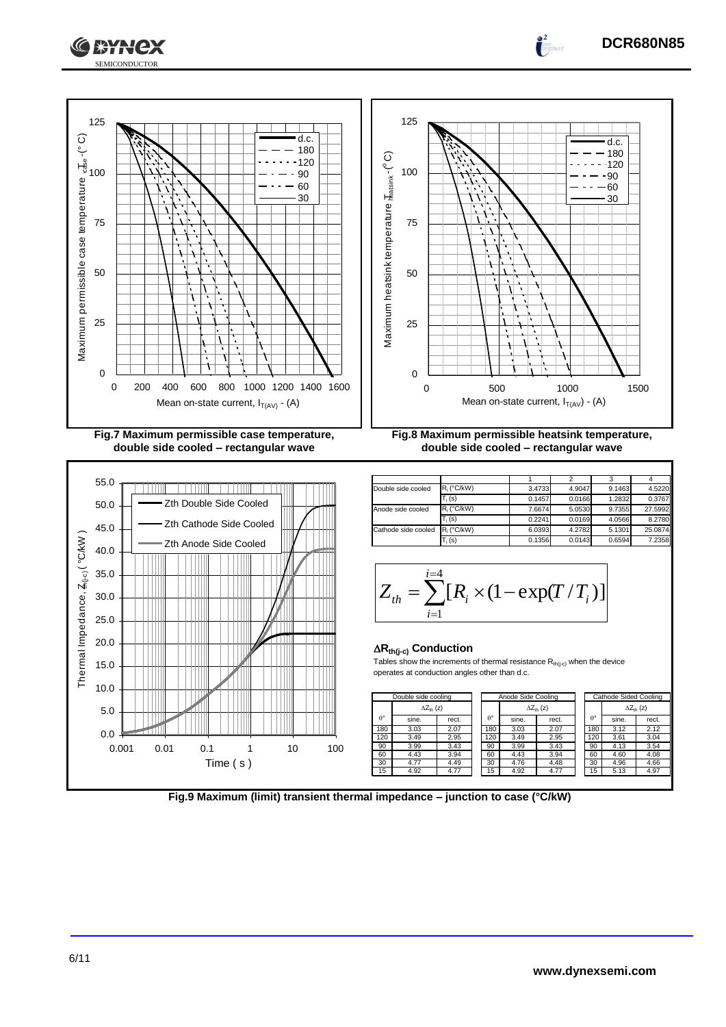Fig.7 Maximum permissible case temperature, double side cooled – rectangular wave

Fig.8 Maximum permissible heatsink temperature, double side cooled – rectangular wave

| | | 1 | 2 | 3 | 4 |
|---|---|---|---|---|---|
| Double side cooled | $R_i$ (°C/kW) | 3.4733 | 4.9047 | 9.1463 | 4.5220 |
| | $T_i$ (s) | 0.1457 | 0.0166 | 1.2832 | 0.3767 |
| Anode side cooled | $R_i$ (°C/kW) | 7.6674 | 5.0530 | 9.7355 | 27.5992 |
| | $T_i$ (s) | 0.2241 | 0.0169 | 4.0566 | 8.2780 |
| Cathode side cooled | $R_i$ (°C/kW) | 6.0393 | 4.2782 | 5.1301 | 25.0874 |
| | $T_i$ (s) | 0.1356 | 0.0143 | 0.6594 | 7.2358 |

$$Z_{th} = \sum_{i=1}^{i=4} [R_i \times (1 - \exp(T / T_i)]$$

### $\Delta R_{th(j-c)}$ Conduction

Tables show the increments of thermal resistance $R_{th(j-c)}$ when the device operates at conduction angles other than d.c.

| Double side cooling | | |
|---|---|---|
| | $\Delta Z_{th}$ (z) | |
| θ° | sine. | rect. |
| 180 | 3.03 | 2.07 |
| 120 | 3.49 | 2.95 |
| 90 | 3.99 | 3.43 |
| 60 | 4.43 | 3.94 |
| 30 | 4.77 | 4.49 |
| 15 | 4.92 | 4.77 |

| Anode Side Cooling | | |
|---|---|---|
| | $\Delta Z_{th}$ (z) | |
| θ° | sine. | rect. |
| 180 | 3.03 | 2.07 |
| 120 | 3.49 | 2.95 |
| 90 | 3.99 | 3.43 |
| 60 | 4.43 | 3.94 |
| 30 | 4.76 | 4.48 |
| 15 | 4.92 | 4.77 |

| Cathode Sided Cooling | | |
|---|---|---|
| | $\Delta Z_{th}$ (z) | |
| θ° | sine. | rect. |
| 180 | 3.12 | 2.12 |
| 120 | 3.61 | 3.04 |
| 90 | 4.13 | 3.54 |
| 60 | 4.60 | 4.08 |
| 30 | 4.96 | 4.66 |
| 15 | 5.13 | 4.97 |

Fig.9 Maximum (limit) transient thermal impedance – junction to case (°C/kW)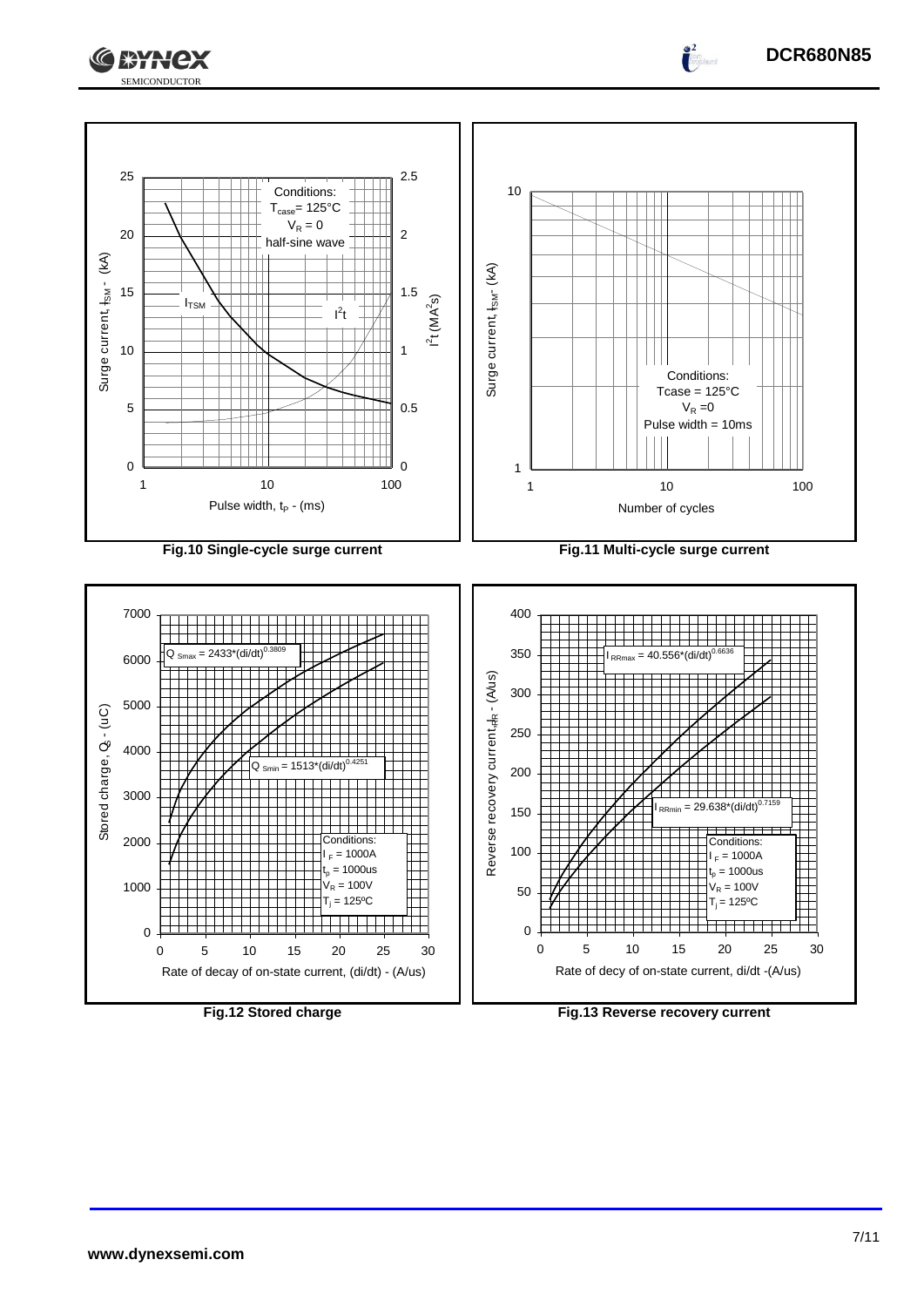Conditions: $T_{case}$ = 125°C, $V_R$ = 0, half-sine wave

Surge current, $I_{TSM}$ - (kA) / $I^2t$ ($MA^2s$) vs Pulse width, $t_P$ - (ms)

**Fig.10 Single-cycle surge current**

Conditions: Tcase = 125°C, $V_R$ = 0, Pulse width = 10ms

Surge current, $I_{TSM}$ - (kA) vs Number of cycles

**Fig.11 Multi-cycle surge current**

$Q_{Smax} = 2433*(di/dt)^{0.3809}$

$Q_{Smin} = 1513*(di/dt)^{0.4251}$

Conditions: $I_F$ = 1000A, $t_p$ = 1000us, $V_R$ = 100V, $T_j$ = 125ºC

Stored charge, $Q_S$ - (uC) vs Rate of decay of on-state current, (di/dt) - (A/us)

**Fig.12 Stored charge**

$I_{RRmax} = 40.556*(di/dt)^{0.6636}$

$I_{RRmin} = 29.638*(di/dt)^{0.7159}$

Conditions: $I_F$ = 1000A, $t_p$ = 1000us, $V_R$ = 100V, $T_j$ = 125ºC

Reverse recovery current, $I_{RR}$ - (A/us) vs Rate of decy of on-state current, di/dt - (A/us)

**Fig.13 Reverse recovery current**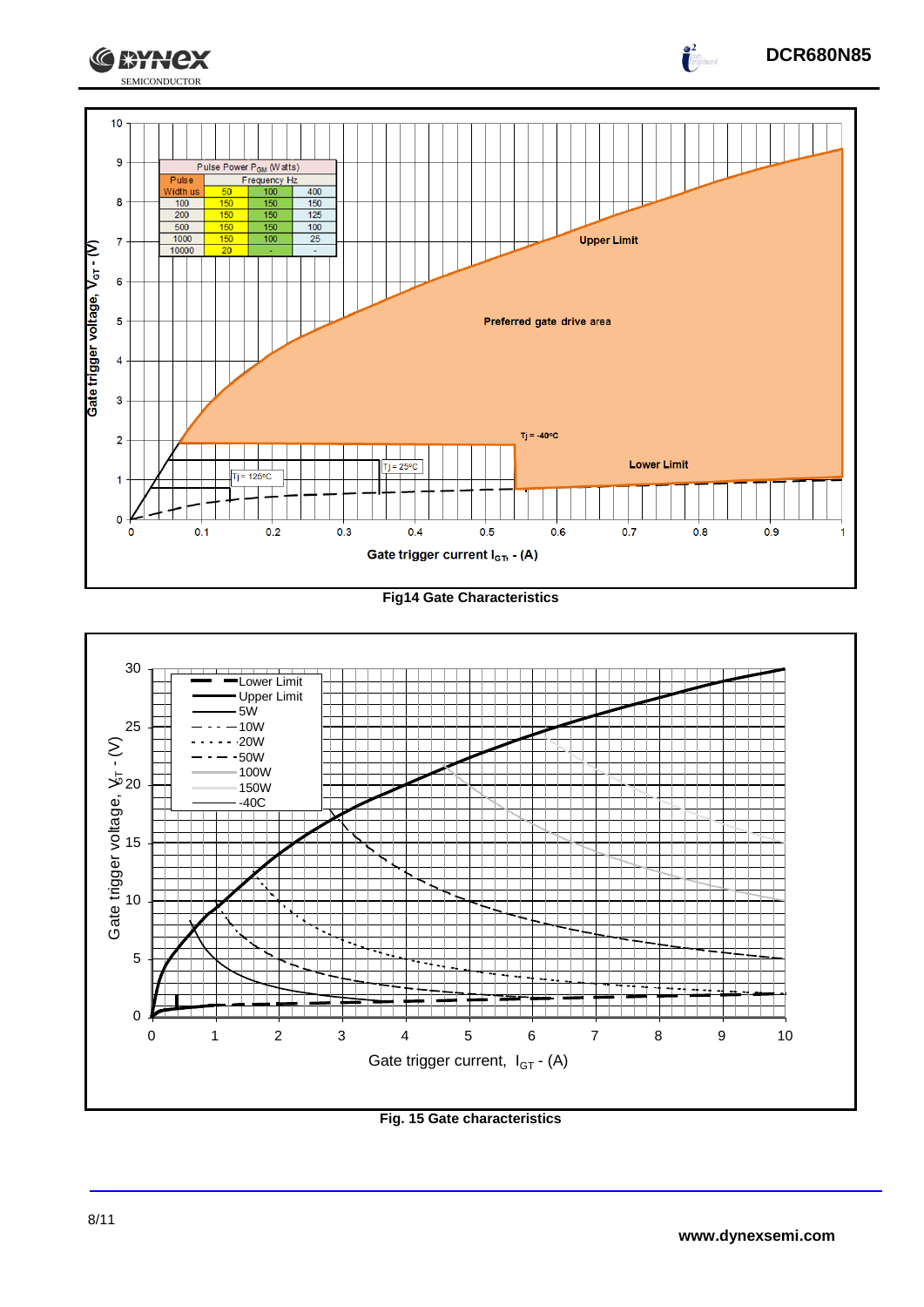| Pulse Width us | Pulse Power $P_{GM}$ (Watts) Frequency Hz 50 | 100 | 400 |
|---|---|---|---|
| 100 | 150 | 150 | 150 |
| 200 | 150 | 150 | 125 |
| 500 | 150 | 150 | 100 |
| 1000 | 150 | 100 | 25 |
| 10000 | 20 | - | - |

Fig14 Gate Characteristics

Fig. 15 Gate characteristics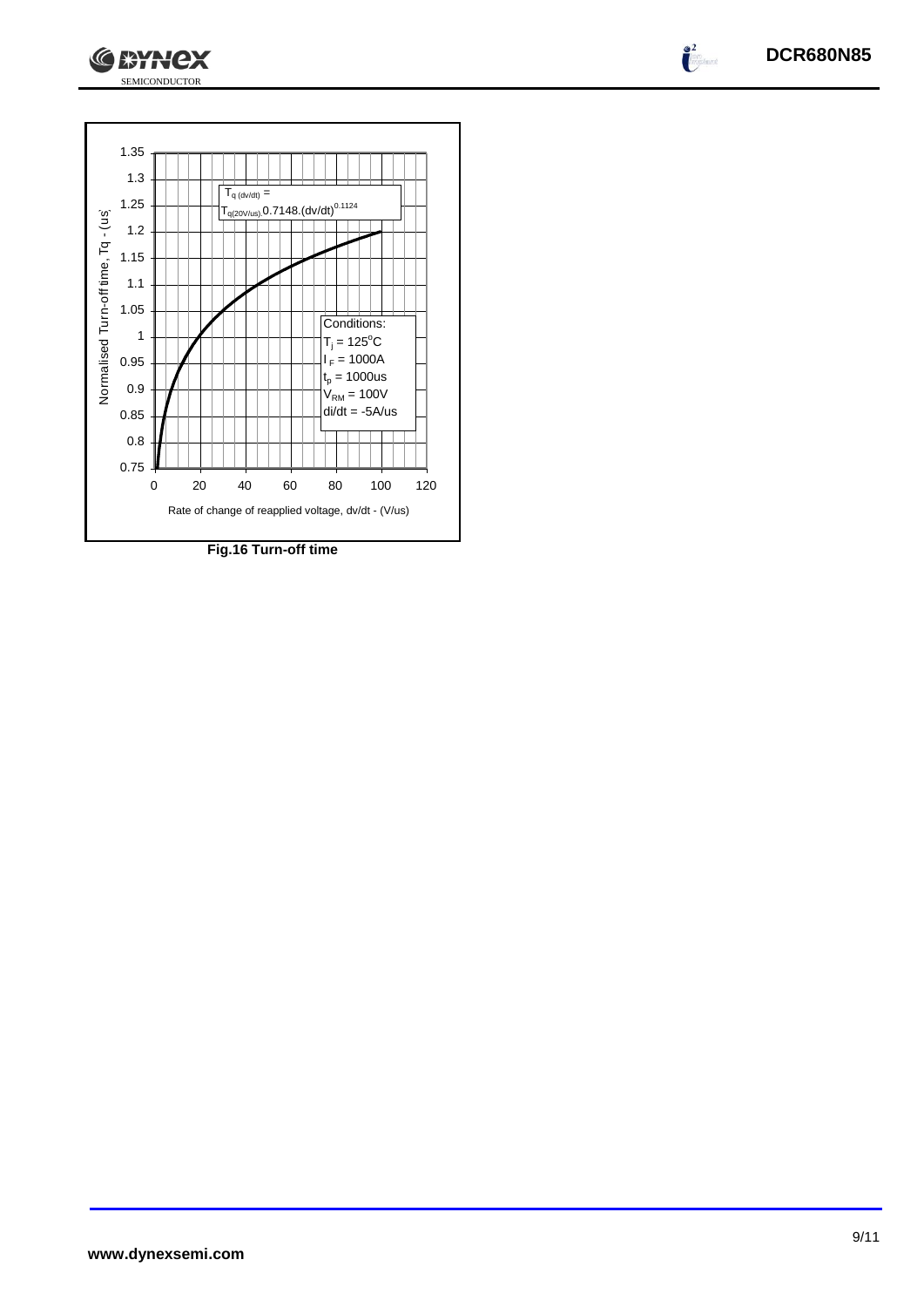Normalised Turn-off time, Tq - (us)

$T_{q\,(dv/dt)} = T_{q(20V/us)}.0.7148.(dv/dt)^{0.1124}$

Conditions:
$T_j = 125^oC$
$I_F = 1000A$
$t_p = 1000us$
$V_{RM} = 100V$
di/dt = -5A/us

Rate of change of reapplied voltage, dv/dt - (V/us)

**Fig.16 Turn-off time**

www.dynexsemi.com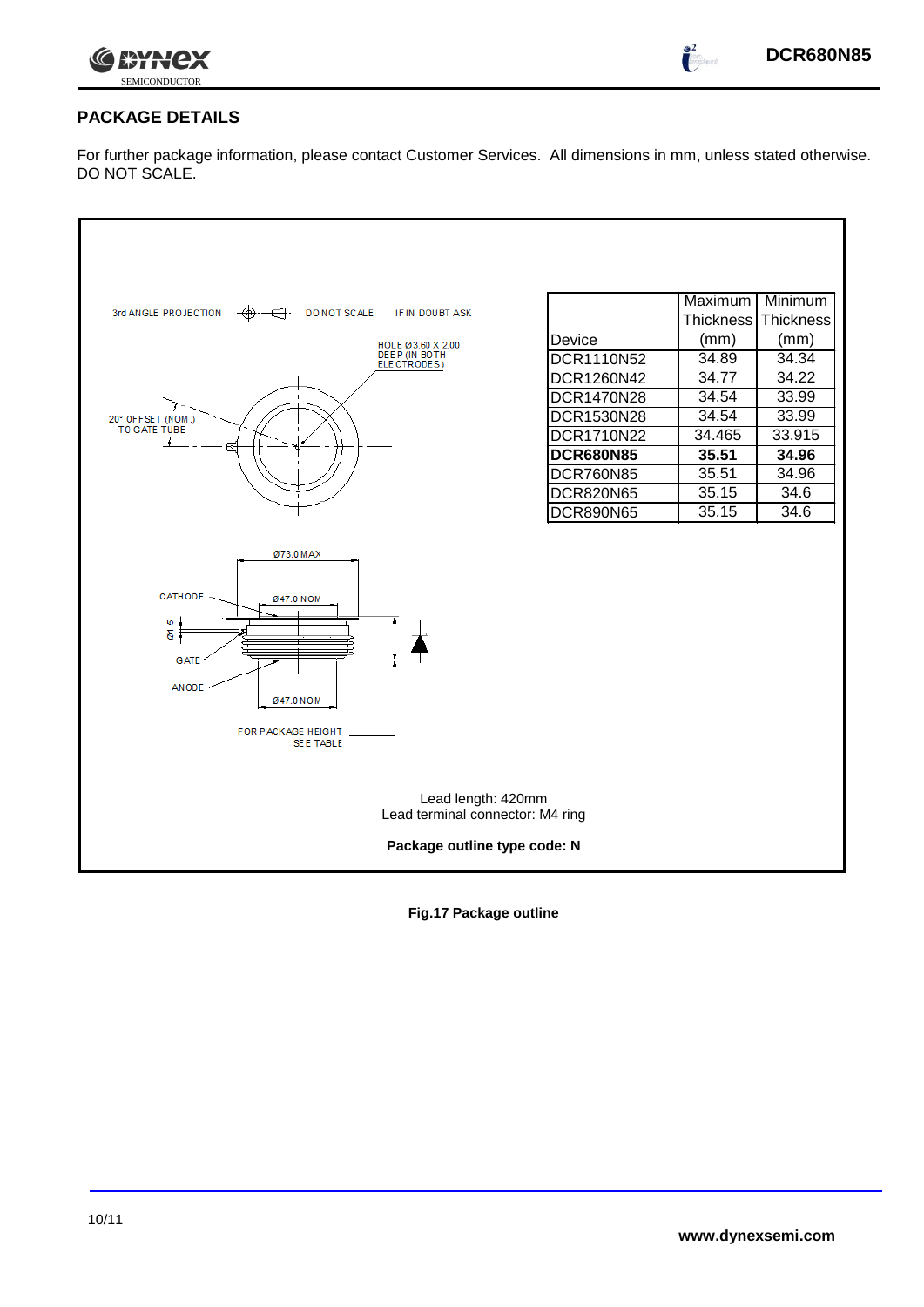## PACKAGE DETAILS

For further package information, please contact Customer Services. All dimensions in mm, unless stated otherwise. DO NOT SCALE.

3rd ANGLE PROJECTION DO NOT SCALE IF IN DOUBT ASK

HOLE Ø3.60 X 2.00 DEEP (IN BOTH ELECTRODES)

20° OFFSET (NOM.) TO GATE TUBE

| Device | Maximum Thickness (mm) | Minimum Thickness (mm) |
|---|---|---|
| DCR1110N52 | 34.89 | 34.34 |
| DCR1260N42 | 34.77 | 34.22 |
| DCR1470N28 | 34.54 | 33.99 |
| DCR1530N28 | 34.54 | 33.99 |
| DCR1710N22 | 34.465 | 33.915 |
| **DCR680N85** | **35.51** | **34.96** |
| DCR760N85 | 35.51 | 34.96 |
| DCR820N65 | 35.15 | 34.6 |
| DCR890N65 | 35.15 | 34.6 |

Ø73.0 MAX

CATHODE Ø47.0 NOM

Ø1.5

GATE

ANODE Ø47.0 NOM

FOR PACKAGE HEIGHT SEE TABLE

Lead length: 420mm
Lead terminal connector: M4 ring

**Package outline type code: N**

**Fig.17 Package outline**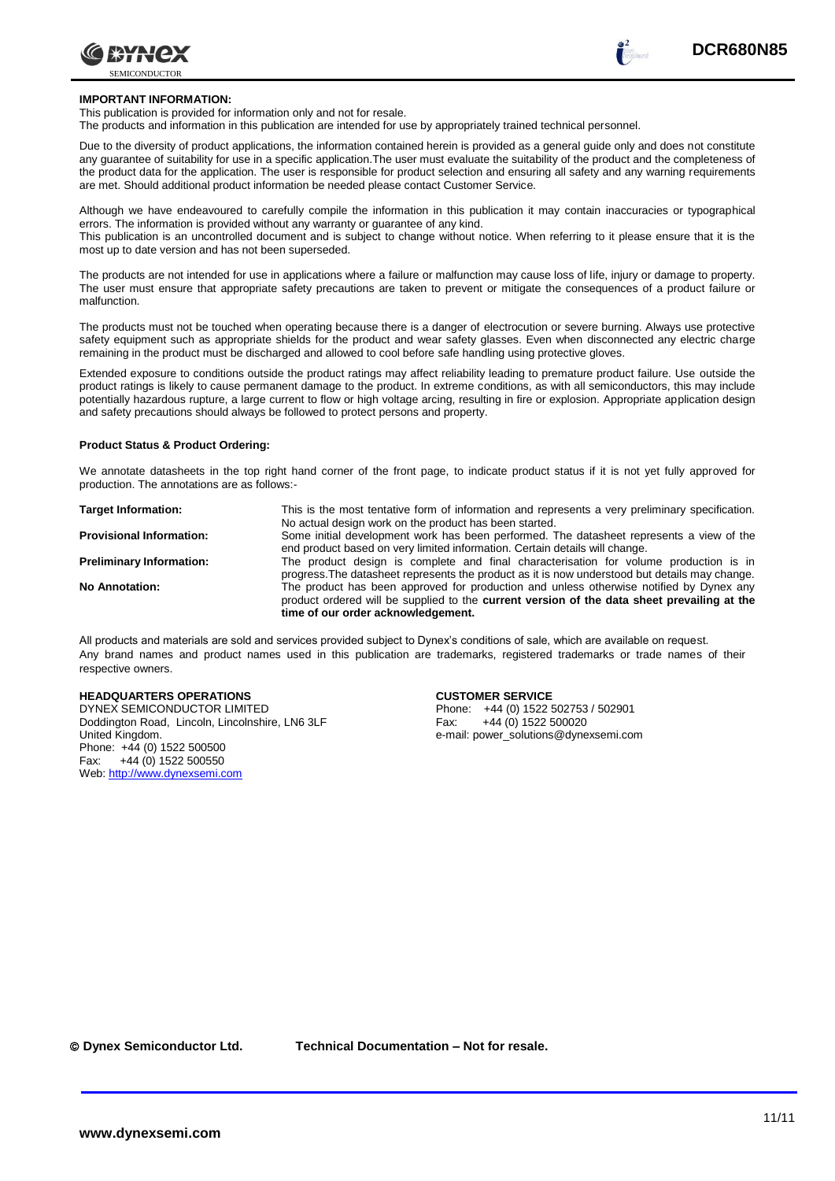**IMPORTANT INFORMATION:**

This publication is provided for information only and not for resale.

The products and information in this publication are intended for use by appropriately trained technical personnel.

Due to the diversity of product applications, the information contained herein is provided as a general guide only and does not constitute any guarantee of suitability for use in a specific application.The user must evaluate the suitability of the product and the completeness of the product data for the application. The user is responsible for product selection and ensuring all safety and any warning requirements are met. Should additional product information be needed please contact Customer Service.

Although we have endeavoured to carefully compile the information in this publication it may contain inaccuracies or typographical errors. The information is provided without any warranty or guarantee of any kind.

This publication is an uncontrolled document and is subject to change without notice. When referring to it please ensure that it is the most up to date version and has not been superseded.

The products are not intended for use in applications where a failure or malfunction may cause loss of life, injury or damage to property. The user must ensure that appropriate safety precautions are taken to prevent or mitigate the consequences of a product failure or malfunction.

The products must not be touched when operating because there is a danger of electrocution or severe burning. Always use protective safety equipment such as appropriate shields for the product and wear safety glasses. Even when disconnected any electric charge remaining in the product must be discharged and allowed to cool before safe handling using protective gloves.

Extended exposure to conditions outside the product ratings may affect reliability leading to premature product failure. Use outside the product ratings is likely to cause permanent damage to the product. In extreme conditions, as with all semiconductors, this may include potentially hazardous rupture, a large current to flow or high voltage arcing, resulting in fire or explosion. Appropriate application design and safety precautions should always be followed to protect persons and property.

**Product Status & Product Ordering:**

We annotate datasheets in the top right hand corner of the front page, to indicate product status if it is not yet fully approved for production. The annotations are as follows:-

| | |
|---|---|
| **Target Information:** | This is the most tentative form of information and represents a very preliminary specification. No actual design work on the product has been started. |
| **Provisional Information:** | Some initial development work has been performed. The datasheet represents a view of the end product based on very limited information. Certain details will change. |
| **Preliminary Information:** | The product design is complete and final characterisation for volume production is in progress.The datasheet represents the product as it is now understood but details may change. |
| **No Annotation:** | The product has been approved for production and unless otherwise notified by Dynex any product ordered will be supplied to the **current version of the data sheet prevailing at the time of our order acknowledgement.** |

All products and materials are sold and services provided subject to Dynex's conditions of sale, which are available on request.

Any brand names and product names used in this publication are trademarks, registered trademarks or trade names of their respective owners.

**HEADQUARTERS OPERATIONS**
DYNEX SEMICONDUCTOR LIMITED
Doddington Road, Lincoln, Lincolnshire, LN6 3LF
United Kingdom.
Phone: +44 (0) 1522 500500
Fax: +44 (0) 1522 500550
Web: http://www.dynexsemi.com

**CUSTOMER SERVICE**
Phone: +44 (0) 1522 502753 / 502901
Fax: +44 (0) 1522 500020
e-mail: power_solutions@dynexsemi.com

**© Dynex Semiconductor Ltd.** **Technical Documentation – Not for resale.**